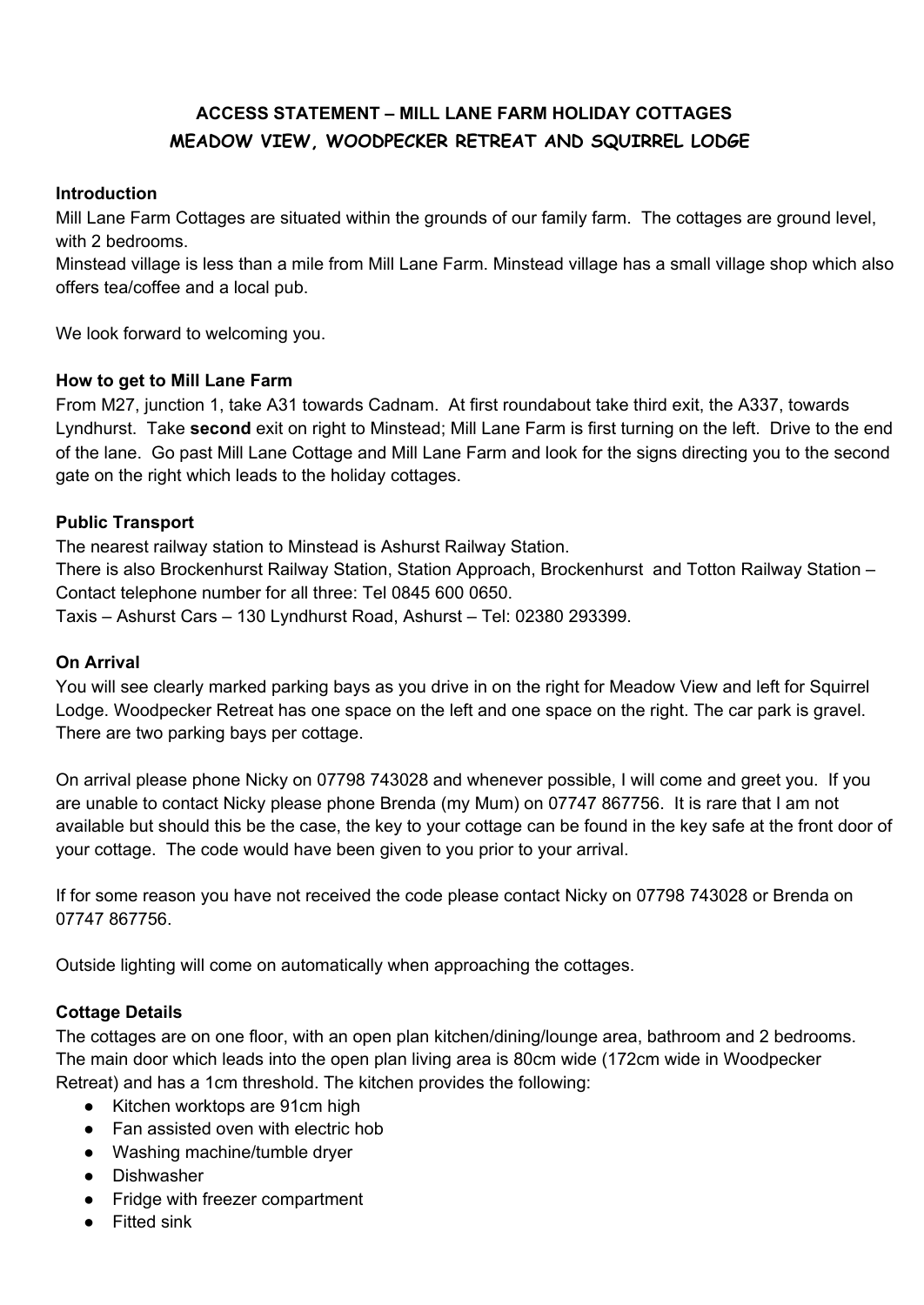# ACCESS STATEMENT – MILL LANE FARM HOLIDAY COTTAGES

## MEADOW VIEW, WOODPECKER RETREAT AND SQUIRREL LODGE

### Introduction

Mill Lane Farm Cottages are situated within the grounds of our family farm. The cottages are ground level, with 2 bedrooms.

Minstead village is less than a mile from Mill Lane Farm. Minstead village has a small village shop which also offers tea/coffee and a local pub.

We look forward to welcoming you.

### How to get to Mill Lane Farm

From M27, junction 1, take A31 towards Cadnam. At first roundabout take third exit, the A337, towards Lyndhurst. Take **second** exit on right to Minstead; Mill Lane Farm is first turning on the left. Drive to the end of the lane. Go past Mill Lane Cottage and Mill Lane Farm and look for the signs directing you to the second gate on the right which leads to the holiday cottages.

### Public Transport

The nearest railway station to Minstead is Ashurst Railway Station.

There is also Brockenhurst Railway Station, Station Approach, Brockenhurst and Totton Railway Station – Contact telephone number for all three: Tel 0845 600 0650.

Taxis – Ashurst Cars – 130 Lyndhurst Road, Ashurst – Tel: 02380 293399.

### On Arrival

You will see clearly marked parking bays as you drive in on the right for Meadow View and left for Squirrel Lodge. Woodpecker Retreat has one space on the left and one space on the right. The car park is gravel. There are two parking bays per cottage.

On arrival please phone Nicky on 07798 743028 and whenever possible, I will come and greet you. If you are unable to contact Nicky please phone Brenda (my Mum) on 07747 867756. It is rare that I am not available but should this be the case, the key to your cottage can be found in the key safe at the front door of your cottage. The code would have been given to you prior to your arrival.

If for some reason you have not received the code please contact Nicky on 07798 743028 or Brenda on 07747 867756.

Outside lighting will come on automatically when approaching the cottages.

### Cottage Details

The cottages are on one floor, with an open plan kitchen/dining/lounge area, bathroom and 2 bedrooms. The main door which leads into the open plan living area is 80cm wide (172cm wide in Woodpecker Retreat) and has a 1cm threshold. The kitchen provides the following:

- Kitchen worktops are 91cm high
- Fan assisted oven with electric hob
- Washing machine/tumble dryer
- Dishwasher
- Fridge with freezer compartment
- Fitted sink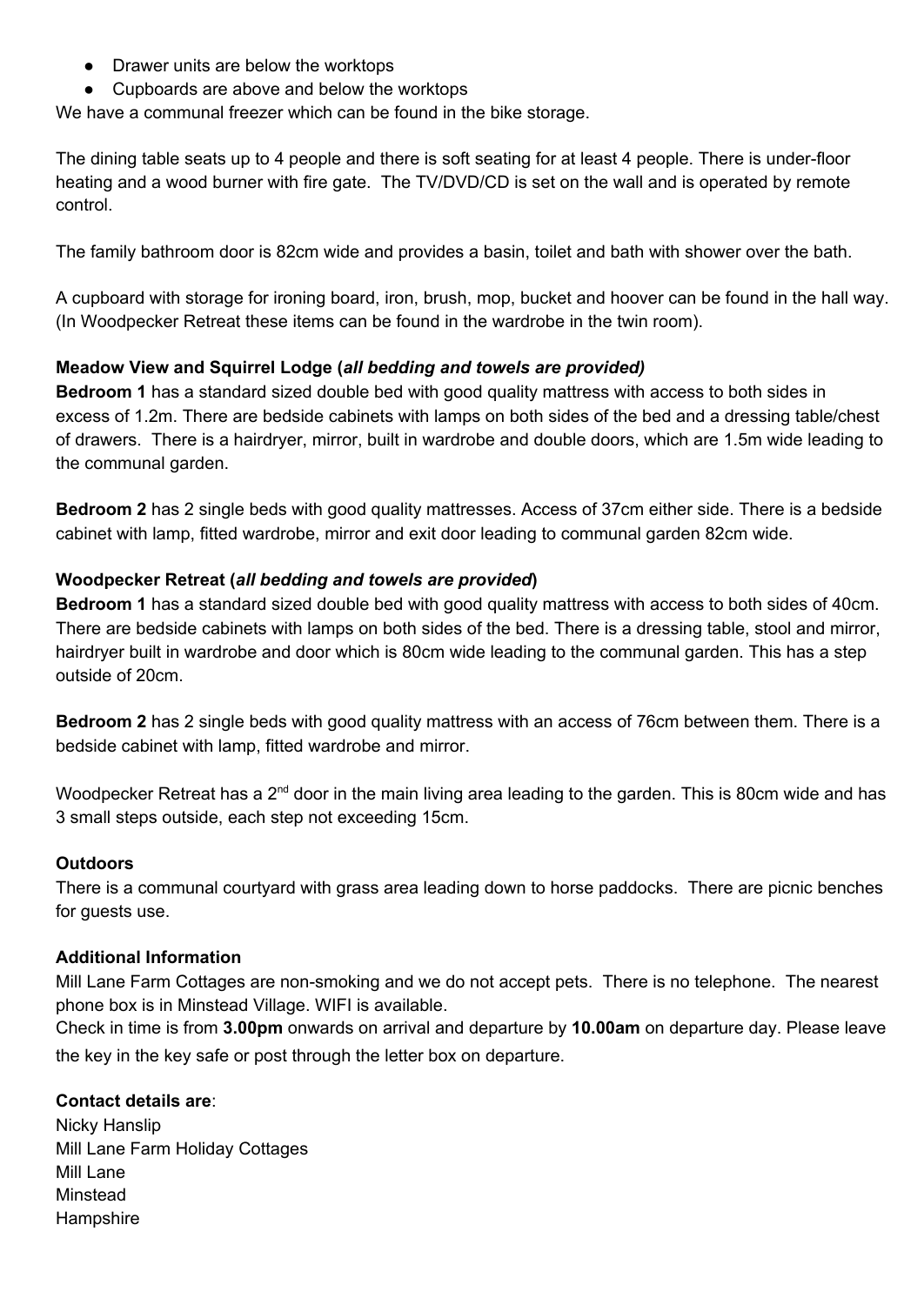- Drawer units are below the worktops
- Cupboards are above and below the worktops

We have a communal freezer which can be found in the bike storage.

The dining table seats up to 4 people and there is soft seating for at least 4 people. There is under-floor heating and a wood burner with fire gate. The TV/DVD/CD is set on the wall and is operated by remote control.

The family bathroom door is 82cm wide and provides a basin, toilet and bath with shower over the bath.

A cupboard with storage for ironing board, iron, brush, mop, bucket and hoover can be found in the hall way. (In Woodpecker Retreat these items can be found in the wardrobe in the twin room).

**Meadow View and Squirrel Lodge (*all bedding and towels are provided)***

**Bedroom 1** has a standard sized double bed with good quality mattress with access to both sides in excess of 1.2m. There are bedside cabinets with lamps on both sides of the bed and a dressing table/chest of drawers. There is a hairdryer, mirror, built in wardrobe and double doors, which are 1.5m wide leading to the communal garden.

**Bedroom 2** has 2 single beds with good quality mattresses. Access of 37cm either side. There is a bedside cabinet with lamp, fitted wardrobe, mirror and exit door leading to communal garden 82cm wide.

**Woodpecker Retreat (*all bedding and towels are provided*)**

**Bedroom 1** has a standard sized double bed with good quality mattress with access to both sides of 40cm. There are bedside cabinets with lamps on both sides of the bed. There is a dressing table, stool and mirror, hairdryer built in wardrobe and door which is 80cm wide leading to the communal garden. This has a step outside of 20cm.

**Bedroom 2** has 2 single beds with good quality mattress with an access of 76cm between them. There is a bedside cabinet with lamp, fitted wardrobe and mirror.

Woodpecker Retreat has a 2nd door in the main living area leading to the garden. This is 80cm wide and has 3 small steps outside, each step not exceeding 15cm.

**Outdoors**

There is a communal courtyard with grass area leading down to horse paddocks. There are picnic benches for guests use.

**Additional Information**

Mill Lane Farm Cottages are non-smoking and we do not accept pets. There is no telephone. The nearest phone box is in Minstead Village. WIFI is available.

Check in time is from **3.00pm** onwards on arrival and departure by **10.00am** on departure day. Please leave the key in the key safe or post through the letter box on departure.

**Contact details are**:

Nicky Hanslip
Mill Lane Farm Holiday Cottages
Mill Lane
Minstead
Hampshire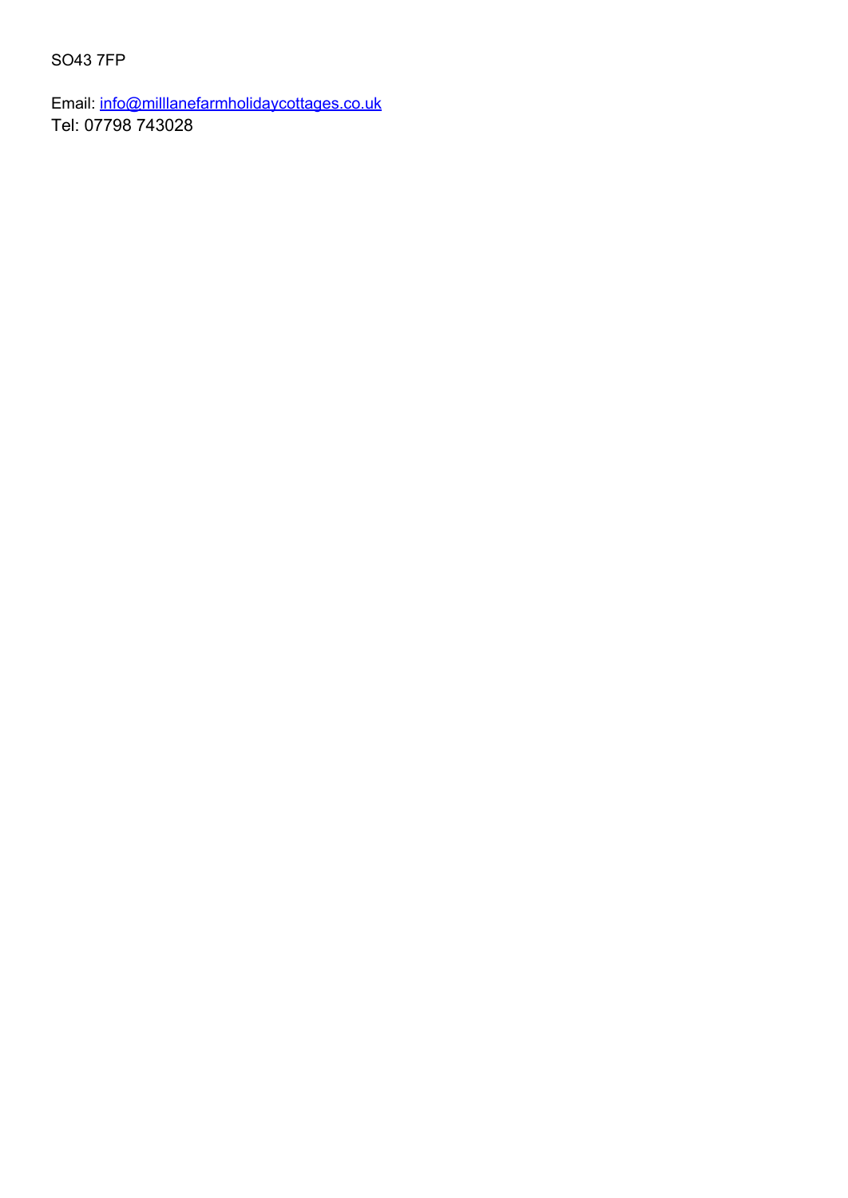SO43 7FP

Email: info@milllanefarmholidaycottages.co.uk
Tel: 07798 743028